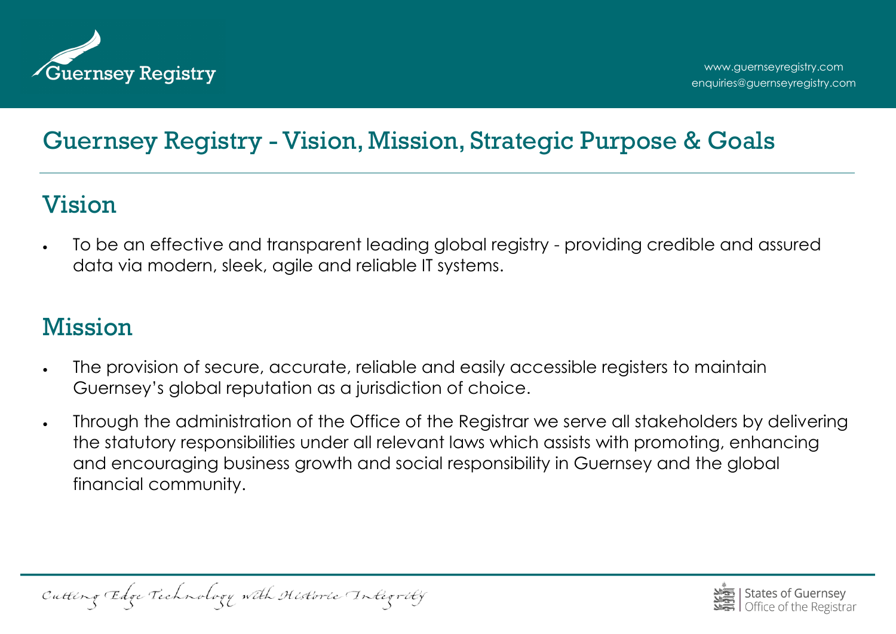# Guernsey Registry - Vision, Mission, Strategic Purpose & Goals

## Vision

- To be an effective and transparent leading global registry - providing credible and assured data via modern, sleek, agile and reliable IT systems.

## Mission

- The provision of secure, accurate, reliable and easily accessible registers to maintain Guernsey's global reputation as a jurisdiction of choice.
- Through the administration of the Office of the Registrar we serve all stakeholders by delivering the statutory responsibilities under all relevant laws which assists with promoting, enhancing and encouraging business growth and social responsibility in Guernsey and the global financial community.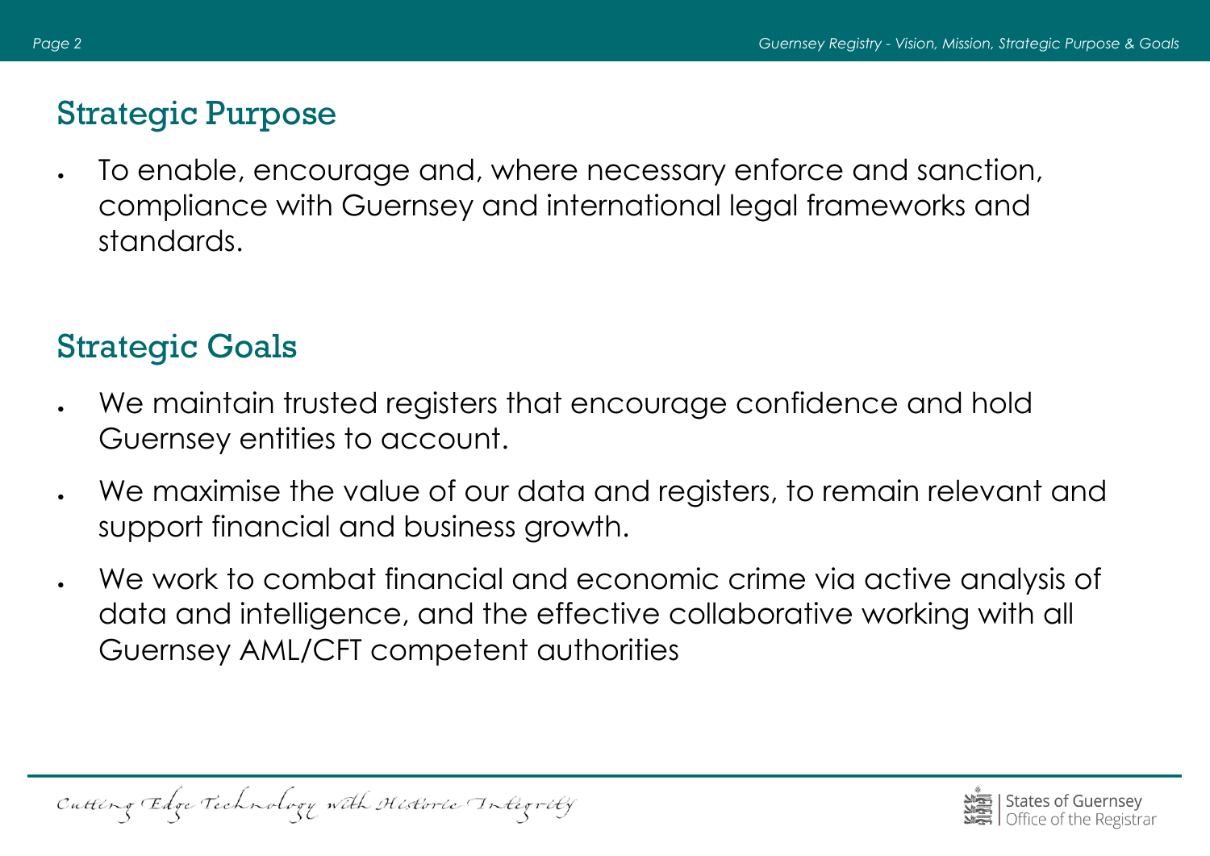## Strategic Purpose

- To enable, encourage and, where necessary enforce and sanction, compliance with Guernsey and international legal frameworks and standards.

## Strategic Goals

- We maintain trusted registers that encourage confidence and hold Guernsey entities to account.
- We maximise the value of our data and registers, to remain relevant and support financial and business growth.
- We work to combat financial and economic crime via active analysis of data and intelligence, and the effective collaborative working with all Guernsey AML/CFT competent authorities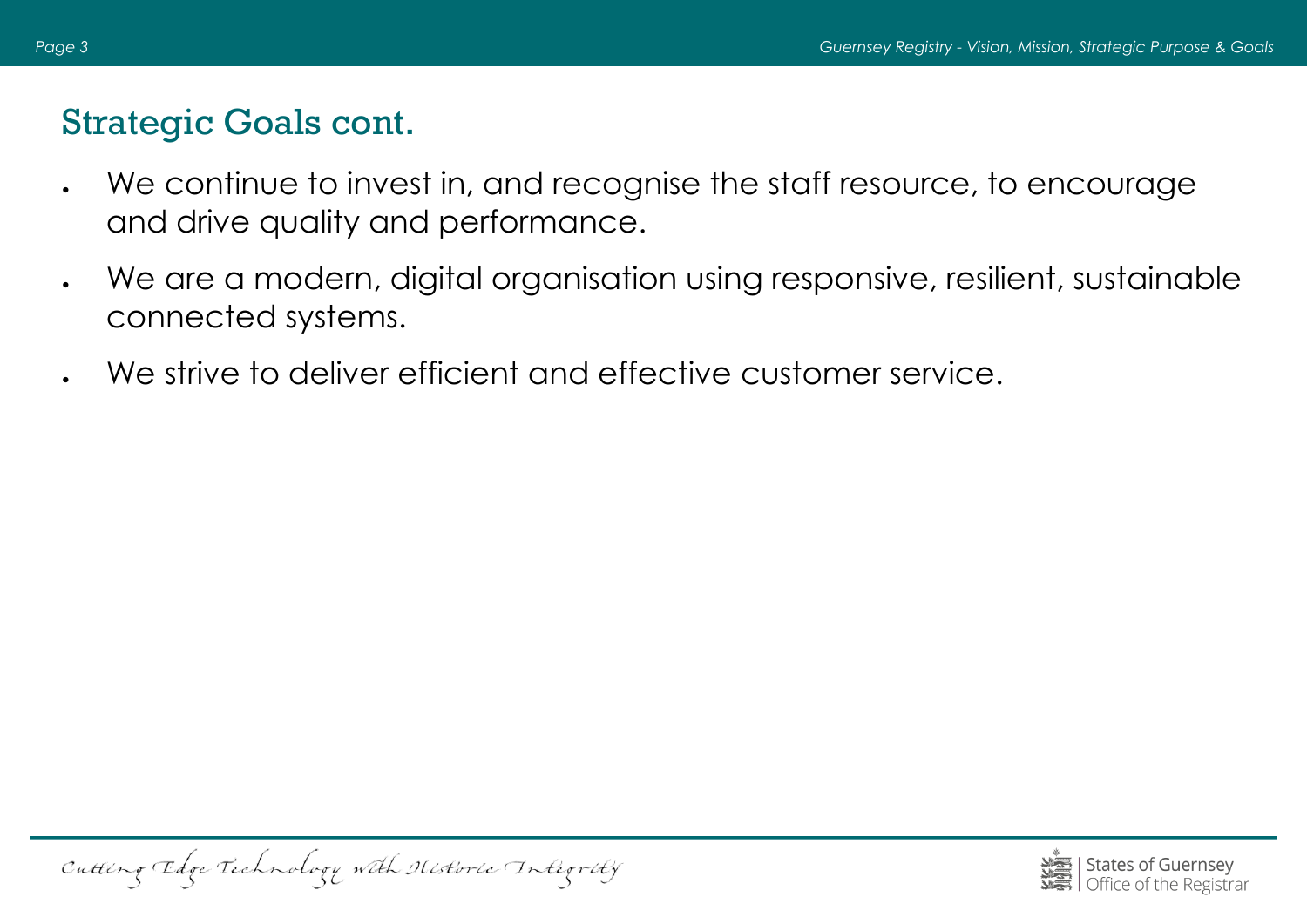## Strategic Goals cont.

- We continue to invest in, and recognise the staff resource, to encourage and drive quality and performance.
- We are a modern, digital organisation using responsive, resilient, sustainable connected systems.
- We strive to deliver efficient and effective customer service.